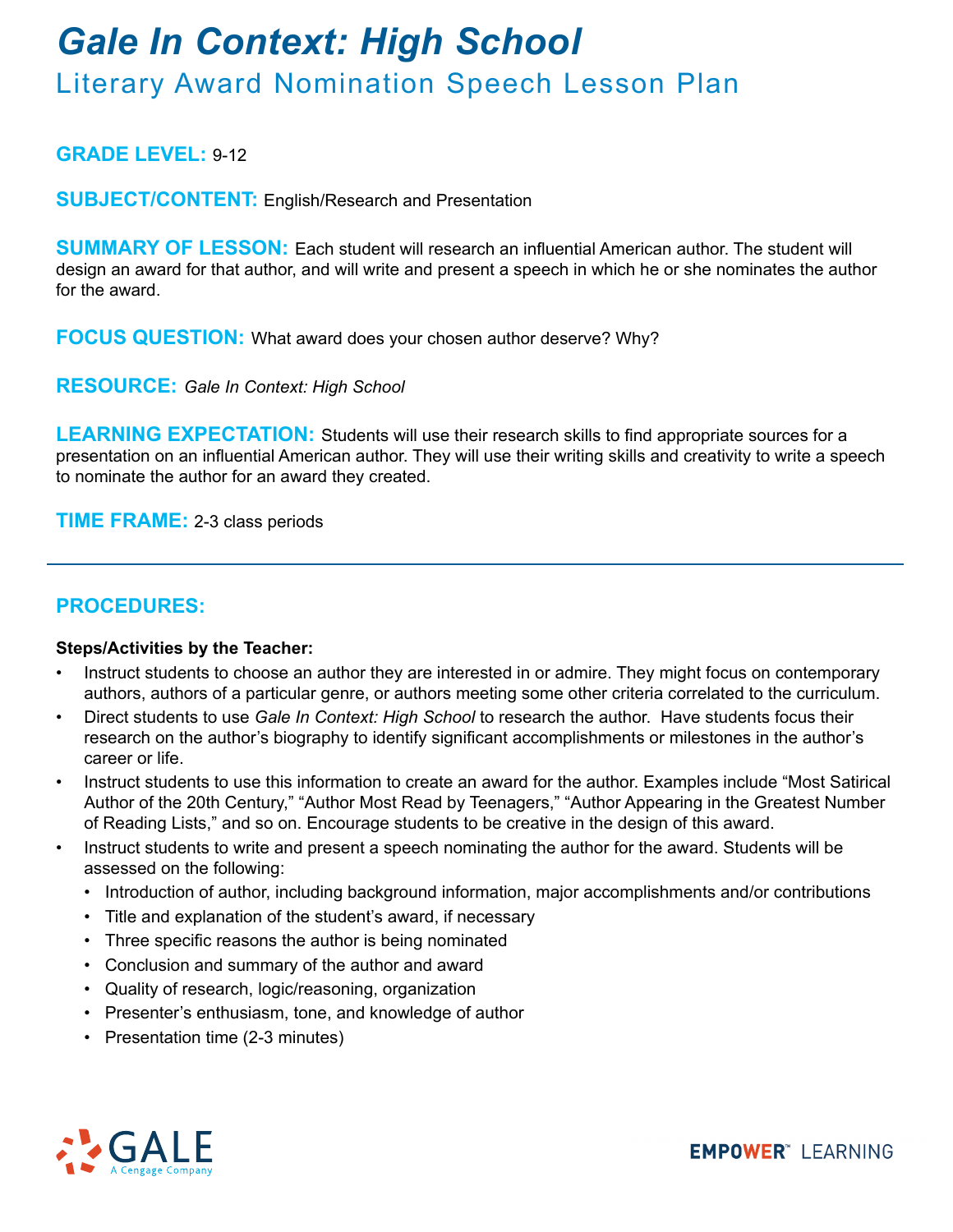# *Gale In Context: High School*

## Literary Award Nomination Speech Lesson Plan

**GRADE LEVEL:** 9-12

**SUBJECT/CONTENT:** English/Research and Presentation

**SUMMARY OF LESSON:** Each student will research an influential American author. The student will design an award for that author, and will write and present a speech in which he or she nominates the author for the award.

**FOCUS QUESTION:** What award does your chosen author deserve? Why?

**RESOURCE:** *Gale In Context: High School*

**LEARNING EXPECTATION:** Students will use their research skills to find appropriate sources for a presentation on an influential American author. They will use their writing skills and creativity to write a speech to nominate the author for an award they created.

**TIME FRAME:** 2-3 class periods

---

## PROCEDURES:

**Steps/Activities by the Teacher:**

- Instruct students to choose an author they are interested in or admire. They might focus on contemporary authors, authors of a particular genre, or authors meeting some other criteria correlated to the curriculum.
- Direct students to use *Gale In Context: High School* to research the author. Have students focus their research on the author's biography to identify significant accomplishments or milestones in the author's career or life.
- Instruct students to use this information to create an award for the author. Examples include "Most Satirical Author of the 20th Century," "Author Most Read by Teenagers," "Author Appearing in the Greatest Number of Reading Lists," and so on. Encourage students to be creative in the design of this award.
- Instruct students to write and present a speech nominating the author for the award. Students will be assessed on the following:
  - Introduction of author, including background information, major accomplishments and/or contributions
  - Title and explanation of the student's award, if necessary
  - Three specific reasons the author is being nominated
  - Conclusion and summary of the author and award
  - Quality of research, logic/reasoning, organization
  - Presenter's enthusiasm, tone, and knowledge of author
  - Presentation time (2-3 minutes)

GALE A Cengage Company

EMPOWER™ LEARNING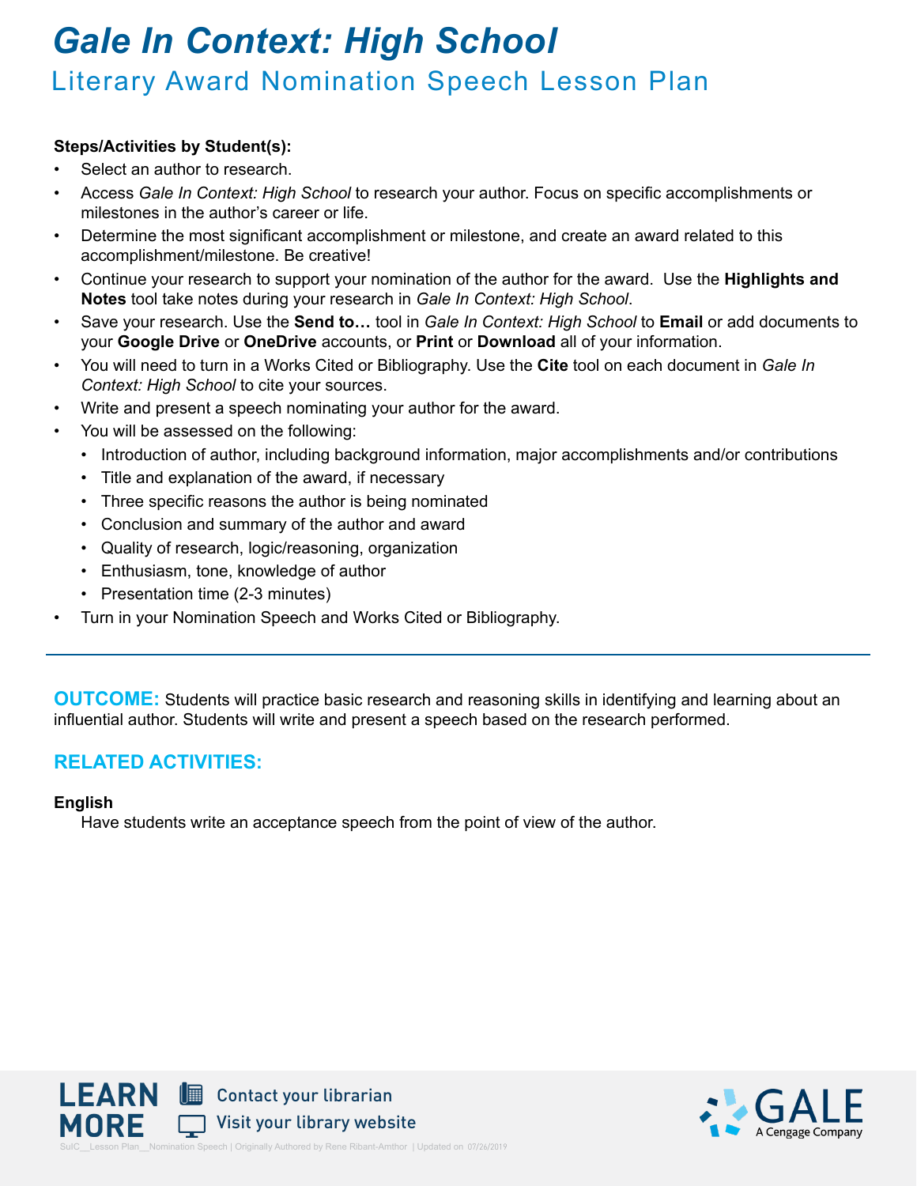# *Gale In Context: High School*

## Literary Award Nomination Speech Lesson Plan

**Steps/Activities by Student(s):**

- Select an author to research.
- Access *Gale In Context: High School* to research your author. Focus on specific accomplishments or milestones in the author's career or life.
- Determine the most significant accomplishment or milestone, and create an award related to this accomplishment/milestone. Be creative!
- Continue your research to support your nomination of the author for the award. Use the **Highlights and Notes** tool take notes during your research in *Gale In Context: High School*.
- Save your research. Use the **Send to…** tool in *Gale In Context: High School* to **Email** or add documents to your **Google Drive** or **OneDrive** accounts, or **Print** or **Download** all of your information.
- You will need to turn in a Works Cited or Bibliography. Use the **Cite** tool on each document in *Gale In Context: High School* to cite your sources.
- Write and present a speech nominating your author for the award.
- You will be assessed on the following:
  - Introduction of author, including background information, major accomplishments and/or contributions
  - Title and explanation of the award, if necessary
  - Three specific reasons the author is being nominated
  - Conclusion and summary of the author and award
  - Quality of research, logic/reasoning, organization
  - Enthusiasm, tone, knowledge of author
  - Presentation time (2-3 minutes)
- Turn in your Nomination Speech and Works Cited or Bibliography.

---

**OUTCOME:** Students will practice basic research and reasoning skills in identifying and learning about an influential author. Students will write and present a speech based on the research performed.

### RELATED ACTIVITIES:

**English**

Have students write an acceptance speech from the point of view of the author.

**LEARN MORE**

Contact your librarian

Visit your library website

SuIC__Lesson Plan__Nomination Speech | Originally Authored by Rene Ribant-Amthor | Updated on 07/26/2019

GALE A Cengage Company